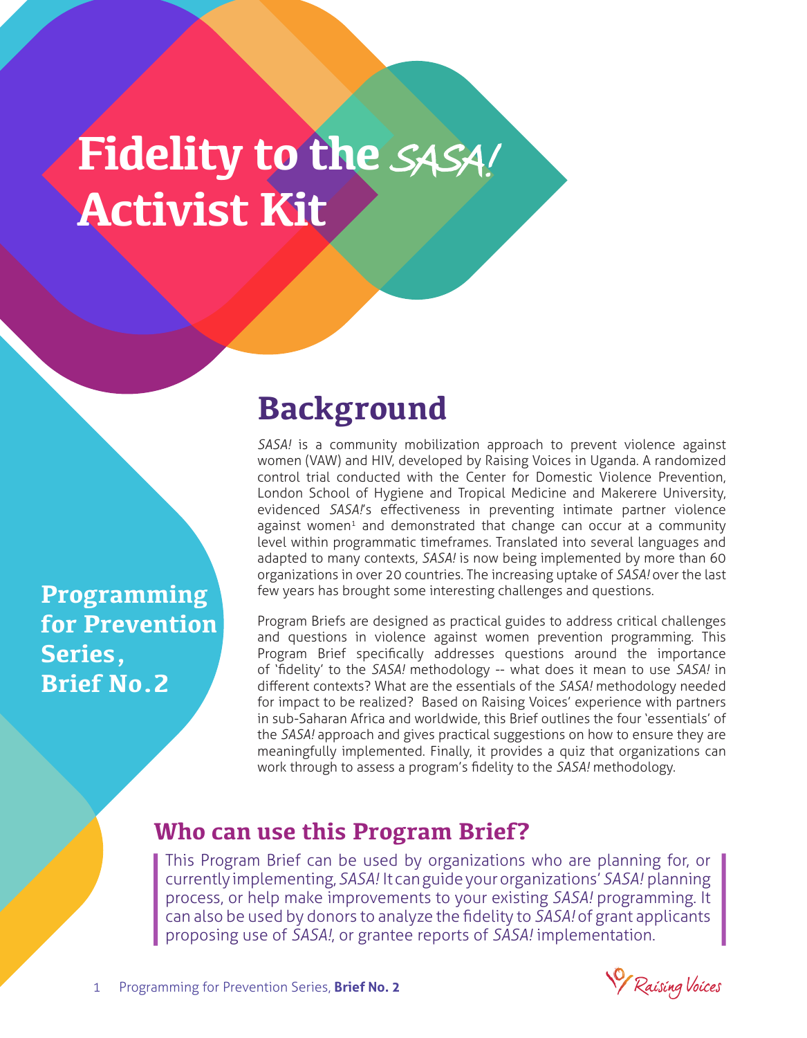# Fidelity to the *SASA!* Activist Kit

**Programming for Prevention Series, Brief No.2**

## Background

*SASA!* is a community mobilization approach to prevent violence against women (VAW) and HIV, developed by Raising Voices in Uganda. A randomized control trial conducted with the Center for Domestic Violence Prevention, London School of Hygiene and Tropical Medicine and Makerere University, evidenced *SASA!*'s effectiveness in preventing intimate partner violence against women[1] and demonstrated that change can occur at a community level within programmatic timeframes. Translated into several languages and adapted to many contexts, *SASA!* is now being implemented by more than 60 organizations in over 20 countries. The increasing uptake of *SASA!* over the last few years has brought some interesting challenges and questions.

Program Briefs are designed as practical guides to address critical challenges and questions in violence against women prevention programming. This Program Brief specifically addresses questions around the importance of 'fidelity' to the *SASA!* methodology -- what does it mean to use *SASA!* in different contexts? What are the essentials of the *SASA!* methodology needed for impact to be realized? Based on Raising Voices' experience with partners in sub-Saharan Africa and worldwide, this Brief outlines the four 'essentials' of the *SASA!* approach and gives practical suggestions on how to ensure they are meaningfully implemented. Finally, it provides a quiz that organizations can work through to assess a program's fidelity to the *SASA!* methodology.

### Who can use this Program Brief?

This Program Brief can be used by organizations who are planning for, or currently implementing, *SASA!* It can guide your organizations' *SASA!* planning process, or help make improvements to your existing *SASA!* programming. It can also be used by donors to analyze the fidelity to *SASA!* of grant applicants proposing use of *SASA!*, or grantee reports of *SASA!* implementation.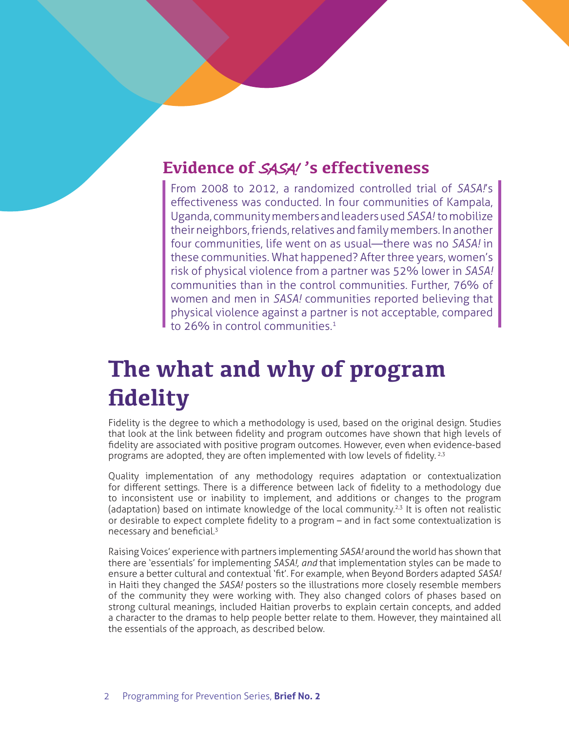## Evidence of *SASA!*'s effectiveness

From 2008 to 2012, a randomized controlled trial of *SASA!*'s effectiveness was conducted. In four communities of Kampala, Uganda, community members and leaders used *SASA!* to mobilize their neighbors, friends, relatives and family members. In another four communities, life went on as usual—there was no *SASA!* in these communities. What happened? After three years, women's risk of physical violence from a partner was 52% lower in *SASA!* communities than in the control communities. Further, 76% of women and men in *SASA!* communities reported believing that physical violence against a partner is not acceptable, compared to 26% in control communities.[1]

# The what and why of program fidelity

Fidelity is the degree to which a methodology is used, based on the original design. Studies that look at the link between fidelity and program outcomes have shown that high levels of fidelity are associated with positive program outcomes. However, even when evidence-based programs are adopted, they are often implemented with low levels of fidelity.[2,3]

Quality implementation of any methodology requires adaptation or contextualization for different settings. There is a difference between lack of fidelity to a methodology due to inconsistent use or inability to implement, and additions or changes to the program (adaptation) based on intimate knowledge of the local community.[2,3] It is often not realistic or desirable to expect complete fidelity to a program – and in fact some contextualization is necessary and beneficial.[3]

Raising Voices' experience with partners implementing *SASA!* around the world has shown that there are 'essentials' for implementing *SASA!, and* that implementation styles can be made to ensure a better cultural and contextual 'fit'. For example, when Beyond Borders adapted *SASA!* in Haiti they changed the *SASA!* posters so the illustrations more closely resemble members of the community they were working with. They also changed colors of phases based on strong cultural meanings, included Haitian proverbs to explain certain concepts, and added a character to the dramas to help people better relate to them. However, they maintained all the essentials of the approach, as described below.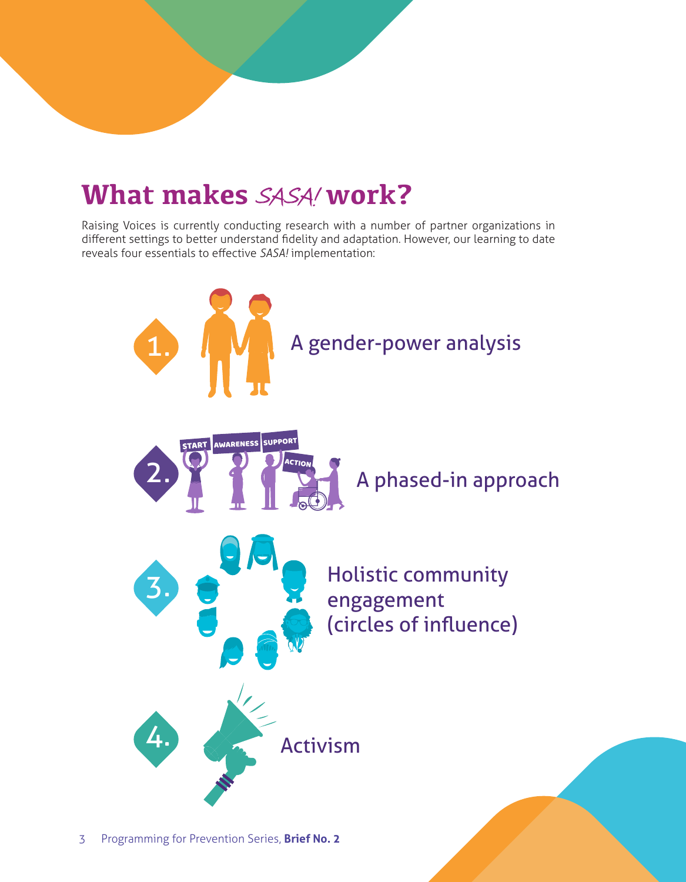# What makes *SASA!* work?

Raising Voices is currently conducting research with a number of partner organizations in different settings to better understand fidelity and adaptation. However, our learning to date reveals four essentials to effective *SASA!* implementation:

1. A gender-power analysis
2. A phased-in approach
3. Holistic community engagement (circles of influence)
4. Activism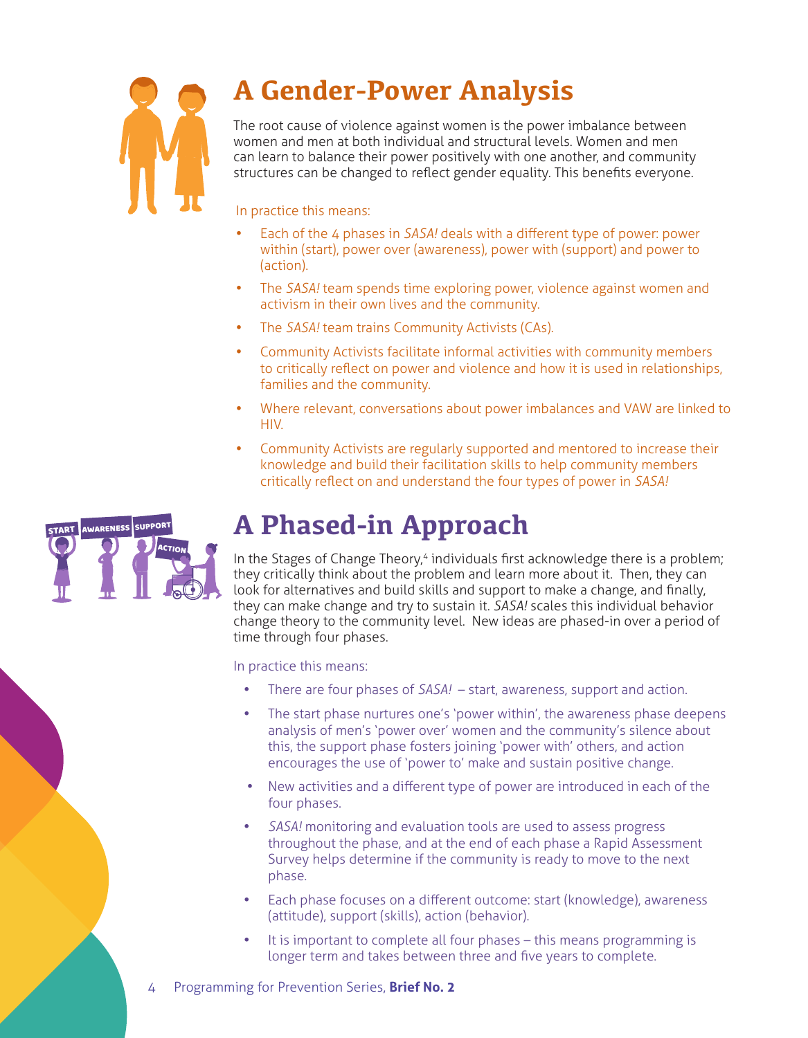# A Gender-Power Analysis

The root cause of violence against women is the power imbalance between women and men at both individual and structural levels. Women and men can learn to balance their power positively with one another, and community structures can be changed to reflect gender equality. This benefits everyone.

In practice this means:

- Each of the 4 phases in *SASA!* deals with a different type of power: power within (start), power over (awareness), power with (support) and power to (action).
- The *SASA!* team spends time exploring power, violence against women and activism in their own lives and the community.
- The *SASA!* team trains Community Activists (CAs).
- Community Activists facilitate informal activities with community members to critically reflect on power and violence and how it is used in relationships, families and the community.
- Where relevant, conversations about power imbalances and VAW are linked to HIV.
- Community Activists are regularly supported and mentored to increase their knowledge and build their facilitation skills to help community members critically reflect on and understand the four types of power in *SASA!*

# A Phased-in Approach

In the Stages of Change Theory,[4] individuals first acknowledge there is a problem; they critically think about the problem and learn more about it. Then, they can look for alternatives and build skills and support to make a change, and finally, they can make change and try to sustain it. *SASA!* scales this individual behavior change theory to the community level. New ideas are phased-in over a period of time through four phases.

In practice this means:

- There are four phases of *SASA!* – start, awareness, support and action.
- The start phase nurtures one's 'power within', the awareness phase deepens analysis of men's 'power over' women and the community's silence about this, the support phase fosters joining 'power with' others, and action encourages the use of 'power to' make and sustain positive change.
- New activities and a different type of power are introduced in each of the four phases.
- *SASA!* monitoring and evaluation tools are used to assess progress throughout the phase, and at the end of each phase a Rapid Assessment Survey helps determine if the community is ready to move to the next phase.
- Each phase focuses on a different outcome: start (knowledge), awareness (attitude), support (skills), action (behavior).
- It is important to complete all four phases – this means programming is longer term and takes between three and five years to complete.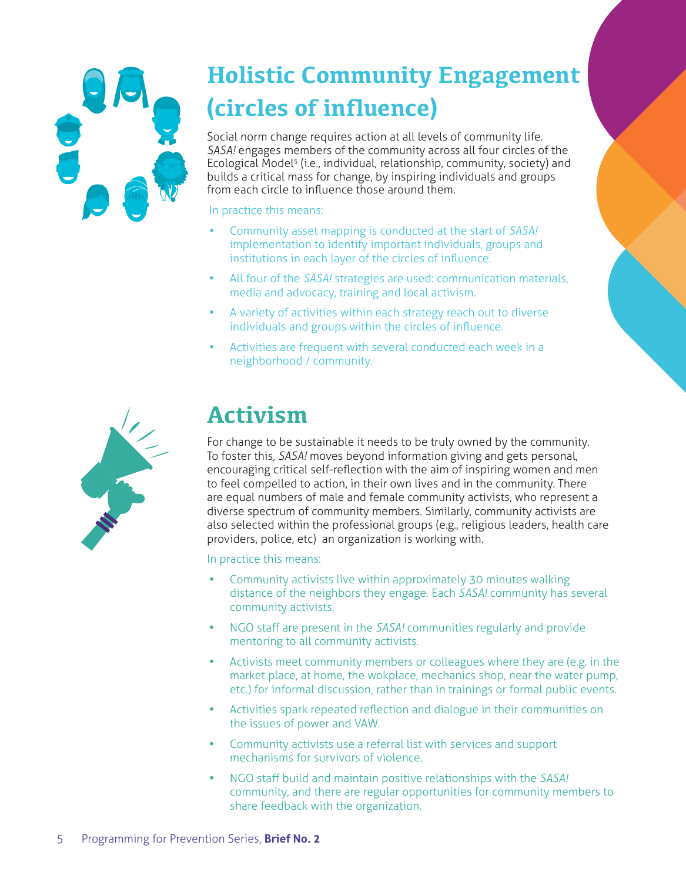## Holistic Community Engagement (circles of influence)

Social norm change requires action at all levels of community life. *SASA!* engages members of the community across all four circles of the Ecological Model[5] (i.e., individual, relationship, community, society) and builds a critical mass for change, by inspiring individuals and groups from each circle to influence those around them.

In practice this means:

- Community asset mapping is conducted at the start of *SASA!* implementation to identify important individuals, groups and institutions in each layer of the circles of influence.
- All four of the *SASA!* strategies are used: communication materials, media and advocacy, training and local activism.
- A variety of activities within each strategy reach out to diverse individuals and groups within the circles of influence.
- Activities are frequent with several conducted each week in a neighborhood / community.

## Activism

For change to be sustainable it needs to be truly owned by the community. To foster this, *SASA!* moves beyond information giving and gets personal, encouraging critical self-reflection with the aim of inspiring women and men to feel compelled to action, in their own lives and in the community. There are equal numbers of male and female community activists, who represent a diverse spectrum of community members. Similarly, community activists are also selected within the professional groups (e.g., religious leaders, health care providers, police, etc) an organization is working with.

In practice this means:

- Community activists live within approximately 30 minutes walking distance of the neighbors they engage. Each *SASA!* community has several community activists.
- NGO staff are present in the *SASA!* communities regularly and provide mentoring to all community activists.
- Activists meet community members or colleagues where they are (e.g. in the market place, at home, the wokplace, mechanics shop, near the water pump, etc.) for informal discussion, rather than in trainings or formal public events.
- Activities spark repeated reflection and dialogue in their communities on the issues of power and VAW.
- Community activists use a referral list with services and support mechanisms for survivors of violence.
- NGO staff build and maintain positive relationships with the *SASA!* community, and there are regular opportunities for community members to share feedback with the organization.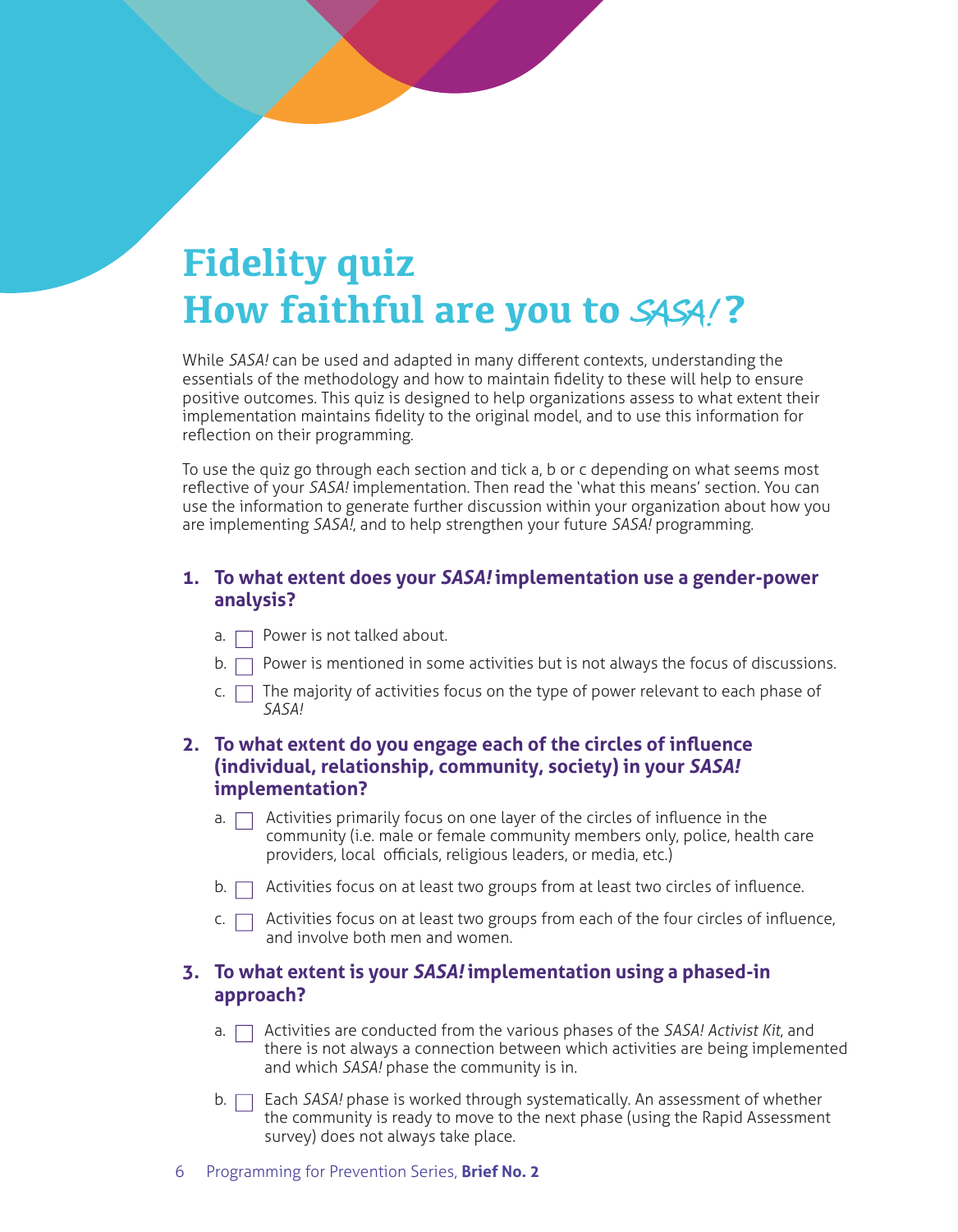# Fidelity quiz
# How faithful are you to *SASA!*?

While *SASA!* can be used and adapted in many different contexts, understanding the essentials of the methodology and how to maintain fidelity to these will help to ensure positive outcomes. This quiz is designed to help organizations assess to what extent their implementation maintains fidelity to the original model, and to use this information for reflection on their programming.

To use the quiz go through each section and tick a, b or c depending on what seems most reflective of your *SASA!* implementation. Then read the 'what this means' section. You can use the information to generate further discussion within your organization about how you are implementing *SASA!*, and to help strengthen your future *SASA!* programming.

**1. To what extent does your *SASA!* implementation use a gender-power analysis?**

- a. ☐ Power is not talked about.
- b. ☐ Power is mentioned in some activities but is not always the focus of discussions.
- c. ☐ The majority of activities focus on the type of power relevant to each phase of *SASA!*

**2. To what extent do you engage each of the circles of influence (individual, relationship, community, society) in your *SASA!* implementation?**

- a. ☐ Activities primarily focus on one layer of the circles of influence in the community (i.e. male or female community members only, police, health care providers, local officials, religious leaders, or media, etc.)
- b. ☐ Activities focus on at least two groups from at least two circles of influence.
- c. ☐ Activities focus on at least two groups from each of the four circles of influence, and involve both men and women.

**3. To what extent is your *SASA!* implementation using a phased-in approach?**

- a. ☐ Activities are conducted from the various phases of the *SASA! Activist Kit*, and there is not always a connection between which activities are being implemented and which *SASA!* phase the community is in.
- b. ☐ Each *SASA!* phase is worked through systematically. An assessment of whether the community is ready to move to the next phase (using the Rapid Assessment survey) does not always take place.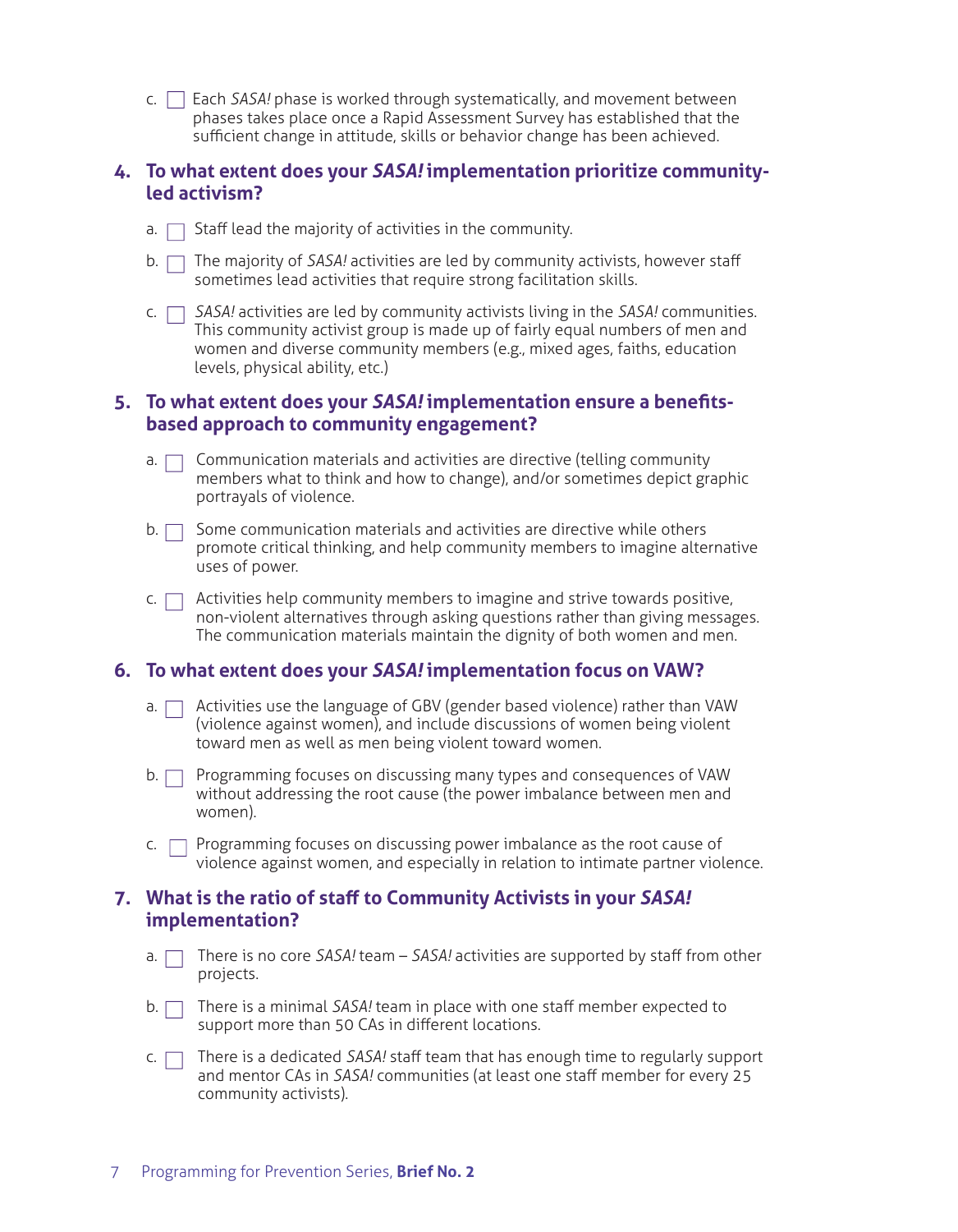c. ☐ Each *SASA!* phase is worked through systematically, and movement between phases takes place once a Rapid Assessment Survey has established that the sufficient change in attitude, skills or behavior change has been achieved.

**4. To what extent does your *SASA!* implementation prioritize community-led activism?**

a. ☐ Staff lead the majority of activities in the community.

b. ☐ The majority of *SASA!* activities are led by community activists, however staff sometimes lead activities that require strong facilitation skills.

c. ☐ *SASA!* activities are led by community activists living in the *SASA!* communities. This community activist group is made up of fairly equal numbers of men and women and diverse community members (e.g., mixed ages, faiths, education levels, physical ability, etc.)

**5. To what extent does your *SASA!* implementation ensure a benefits-based approach to community engagement?**

a. ☐ Communication materials and activities are directive (telling community members what to think and how to change), and/or sometimes depict graphic portrayals of violence.

b. ☐ Some communication materials and activities are directive while others promote critical thinking, and help community members to imagine alternative uses of power.

c. ☐ Activities help community members to imagine and strive towards positive, non-violent alternatives through asking questions rather than giving messages. The communication materials maintain the dignity of both women and men.

**6. To what extent does your *SASA!* implementation focus on VAW?**

a. ☐ Activities use the language of GBV (gender based violence) rather than VAW (violence against women), and include discussions of women being violent toward men as well as men being violent toward women.

b. ☐ Programming focuses on discussing many types and consequences of VAW without addressing the root cause (the power imbalance between men and women).

c. ☐ Programming focuses on discussing power imbalance as the root cause of violence against women, and especially in relation to intimate partner violence.

**7. What is the ratio of staff to Community Activists in your *SASA!* implementation?**

a. ☐ There is no core *SASA!* team – *SASA!* activities are supported by staff from other projects.

b. ☐ There is a minimal *SASA!* team in place with one staff member expected to support more than 50 CAs in different locations.

c. ☐ There is a dedicated *SASA!* staff team that has enough time to regularly support and mentor CAs in *SASA!* communities (at least one staff member for every 25 community activists).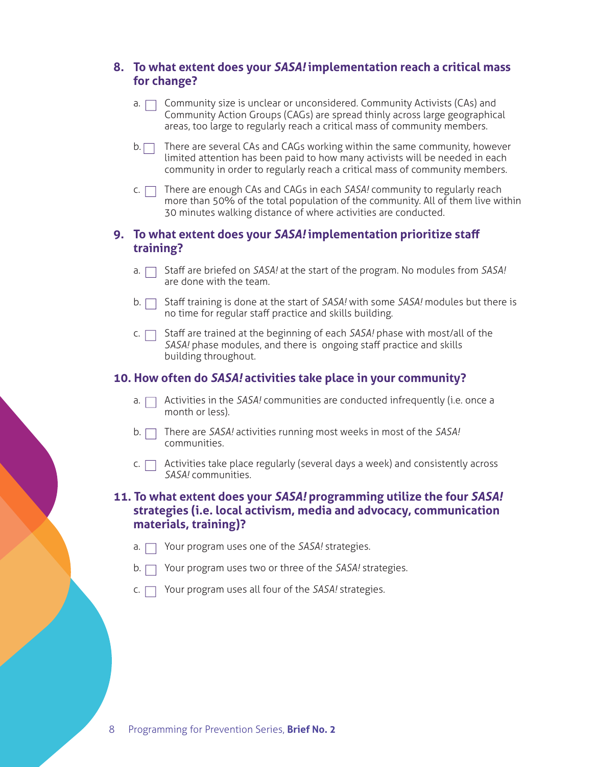### 8. To what extent does your *SASA!* implementation reach a critical mass for change?

a. ☐ Community size is unclear or unconsidered. Community Activists (CAs) and Community Action Groups (CAGs) are spread thinly across large geographical areas, too large to regularly reach a critical mass of community members.

b. ☐ There are several CAs and CAGs working within the same community, however limited attention has been paid to how many activists will be needed in each community in order to regularly reach a critical mass of community members.

c. ☐ There are enough CAs and CAGs in each *SASA!* community to regularly reach more than 50% of the total population of the community. All of them live within 30 minutes walking distance of where activities are conducted.

### 9. To what extent does your *SASA!* implementation prioritize staff training?

a. ☐ Staff are briefed on *SASA!* at the start of the program. No modules from *SASA!* are done with the team.

b. ☐ Staff training is done at the start of *SASA!* with some *SASA!* modules but there is no time for regular staff practice and skills building.

c. ☐ Staff are trained at the beginning of each *SASA!* phase with most/all of the *SASA!* phase modules, and there is ongoing staff practice and skills building throughout.

### 10. How often do *SASA!* activities take place in your community?

a. ☐ Activities in the *SASA!* communities are conducted infrequently (i.e. once a month or less).

b. ☐ There are *SASA!* activities running most weeks in most of the *SASA!* communities.

c. ☐ Activities take place regularly (several days a week) and consistently across *SASA!* communities.

### 11. To what extent does your *SASA!* programming utilize the four *SASA!* strategies (i.e. local activism, media and advocacy, communication materials, training)?

a. ☐ Your program uses one of the *SASA!* strategies.

b. ☐ Your program uses two or three of the *SASA!* strategies.

c. ☐ Your program uses all four of the *SASA!* strategies.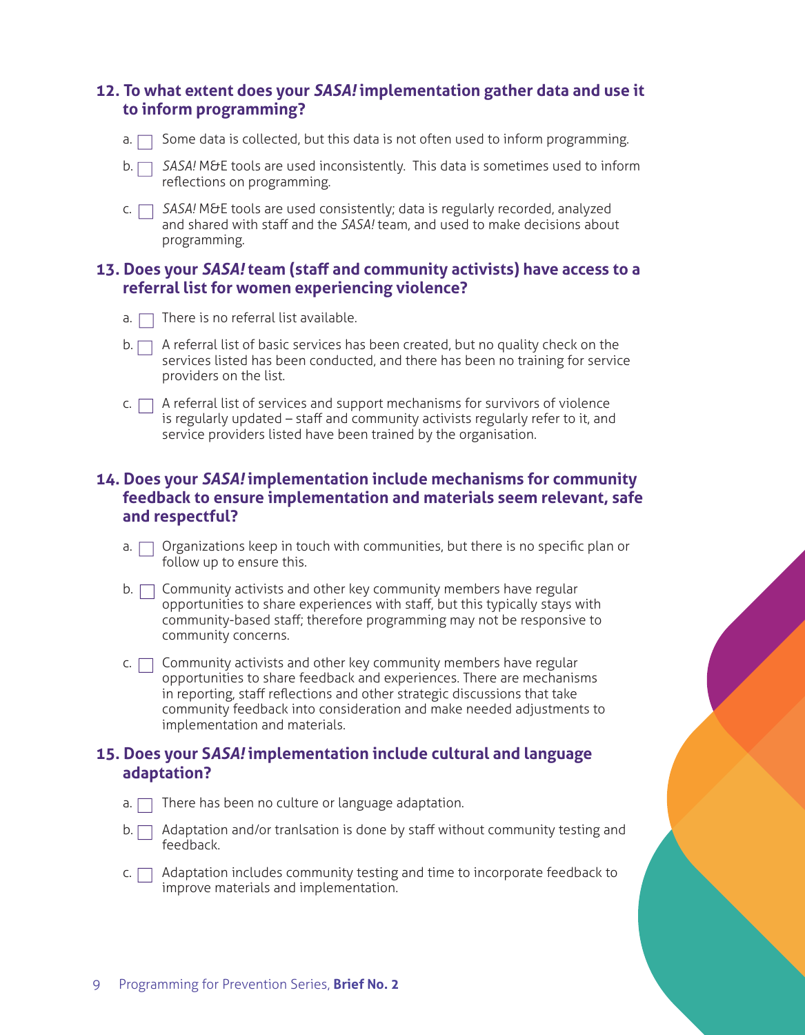### 12. To what extent does your *SASA!* implementation gather data and use it to inform programming?

- a. ☐ Some data is collected, but this data is not often used to inform programming.
- b. ☐ *SASA!* M&E tools are used inconsistently. This data is sometimes used to inform reflections on programming.
- c. ☐ *SASA!* M&E tools are used consistently; data is regularly recorded, analyzed and shared with staff and the *SASA!* team, and used to make decisions about programming.

### 13. Does your *SASA!* team (staff and community activists) have access to a referral list for women experiencing violence?

- a. ☐ There is no referral list available.
- b. ☐ A referral list of basic services has been created, but no quality check on the services listed has been conducted, and there has been no training for service providers on the list.
- c. ☐ A referral list of services and support mechanisms for survivors of violence is regularly updated – staff and community activists regularly refer to it, and service providers listed have been trained by the organisation.

### 14. Does your *SASA!* implementation include mechanisms for community feedback to ensure implementation and materials seem relevant, safe and respectful?

- a. ☐ Organizations keep in touch with communities, but there is no specific plan or follow up to ensure this.
- b. ☐ Community activists and other key community members have regular opportunities to share experiences with staff, but this typically stays with community-based staff; therefore programming may not be responsive to community concerns.
- c. ☐ Community activists and other key community members have regular opportunities to share feedback and experiences. There are mechanisms in reporting, staff reflections and other strategic discussions that take community feedback into consideration and make needed adjustments to implementation and materials.

### 15. Does your S*ASA!* implementation include cultural and language adaptation?

- a. ☐ There has been no culture or language adaptation.
- b. ☐ Adaptation and/or tranlsation is done by staff without community testing and feedback.
- c. ☐ Adaptation includes community testing and time to incorporate feedback to improve materials and implementation.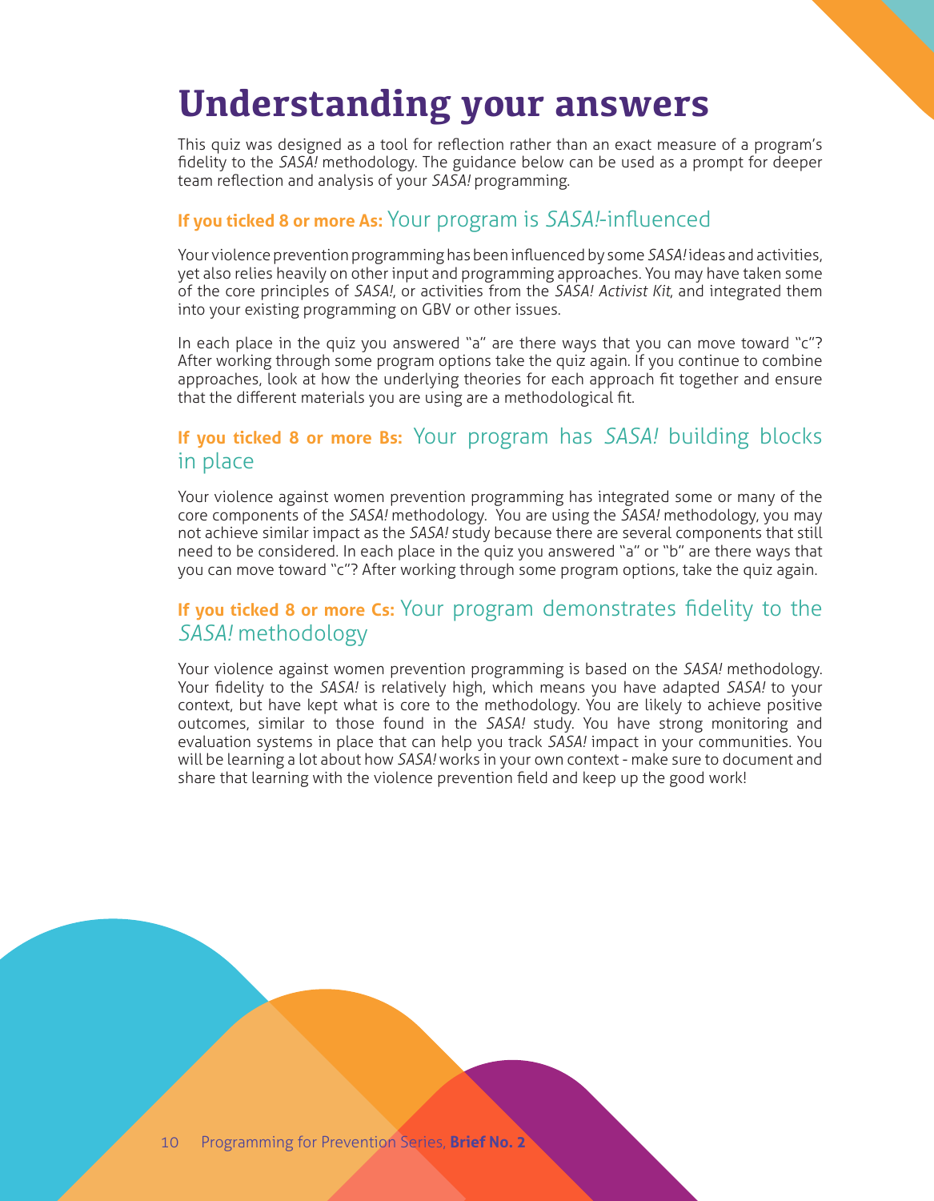# Understanding your answers

This quiz was designed as a tool for reflection rather than an exact measure of a program's fidelity to the *SASA!* methodology. The guidance below can be used as a prompt for deeper team reflection and analysis of your *SASA!* programming.

## **If you ticked 8 or more As:** Your program is *SASA!*-influenced

Your violence prevention programming has been influenced by some *SASA!* ideas and activities, yet also relies heavily on other input and programming approaches. You may have taken some of the core principles of *SASA!*, or activities from the *SASA! Activist Kit*, and integrated them into your existing programming on GBV or other issues.

In each place in the quiz you answered "a" are there ways that you can move toward "c"? After working through some program options take the quiz again. If you continue to combine approaches, look at how the underlying theories for each approach fit together and ensure that the different materials you are using are a methodological fit.

## **If you ticked 8 or more Bs:** Your program has *SASA!* building blocks in place

Your violence against women prevention programming has integrated some or many of the core components of the *SASA!* methodology. You are using the *SASA!* methodology, you may not achieve similar impact as the *SASA!* study because there are several components that still need to be considered. In each place in the quiz you answered "a" or "b" are there ways that you can move toward "c"? After working through some program options, take the quiz again.

## **If you ticked 8 or more Cs:** Your program demonstrates fidelity to the *SASA!* methodology

Your violence against women prevention programming is based on the *SASA!* methodology. Your fidelity to the *SASA!* is relatively high, which means you have adapted *SASA!* to your context, but have kept what is core to the methodology. You are likely to achieve positive outcomes, similar to those found in the *SASA!* study. You have strong monitoring and evaluation systems in place that can help you track *SASA!* impact in your communities. You will be learning a lot about how *SASA!* works in your own context - make sure to document and share that learning with the violence prevention field and keep up the good work!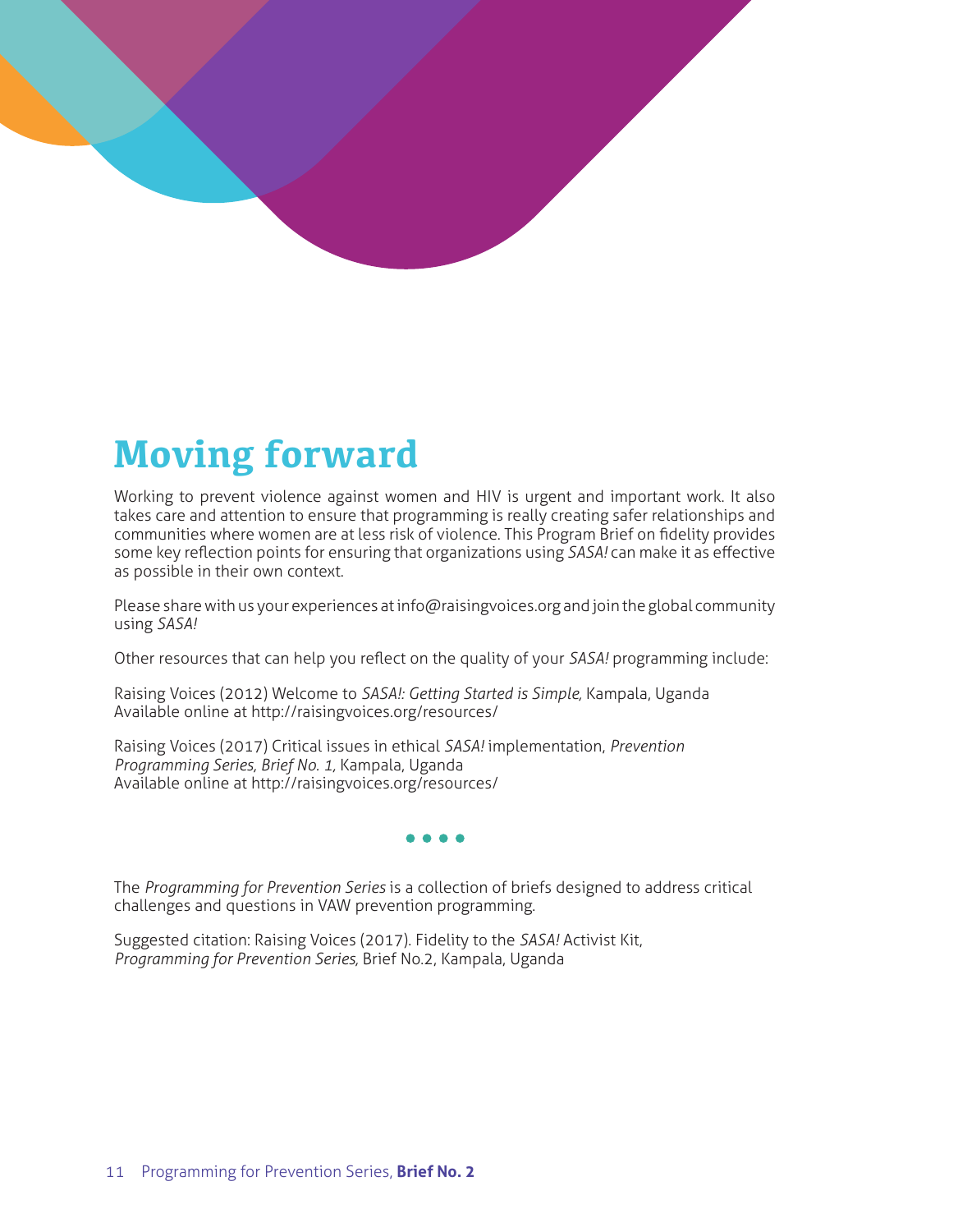# Moving forward

Working to prevent violence against women and HIV is urgent and important work. It also takes care and attention to ensure that programming is really creating safer relationships and communities where women are at less risk of violence. This Program Brief on fidelity provides some key reflection points for ensuring that organizations using *SASA!* can make it as effective as possible in their own context.

Please share with us your experiences at info@raisingvoices.org and join the global community using *SASA!*

Other resources that can help you reflect on the quality of your *SASA!* programming include:

Raising Voices (2012) Welcome to *SASA!: Getting Started is Simple*, Kampala, Uganda
Available online at http://raisingvoices.org/resources/

Raising Voices (2017) Critical issues in ethical *SASA!* implementation, *Prevention Programming Series, Brief No. 1*, Kampala, Uganda
Available online at http://raisingvoices.org/resources/

• • • •

The *Programming for Prevention Series* is a collection of briefs designed to address critical challenges and questions in VAW prevention programming.

Suggested citation: Raising Voices (2017). Fidelity to the *SASA!* Activist Kit, *Programming for Prevention Series*, Brief No.2, Kampala, Uganda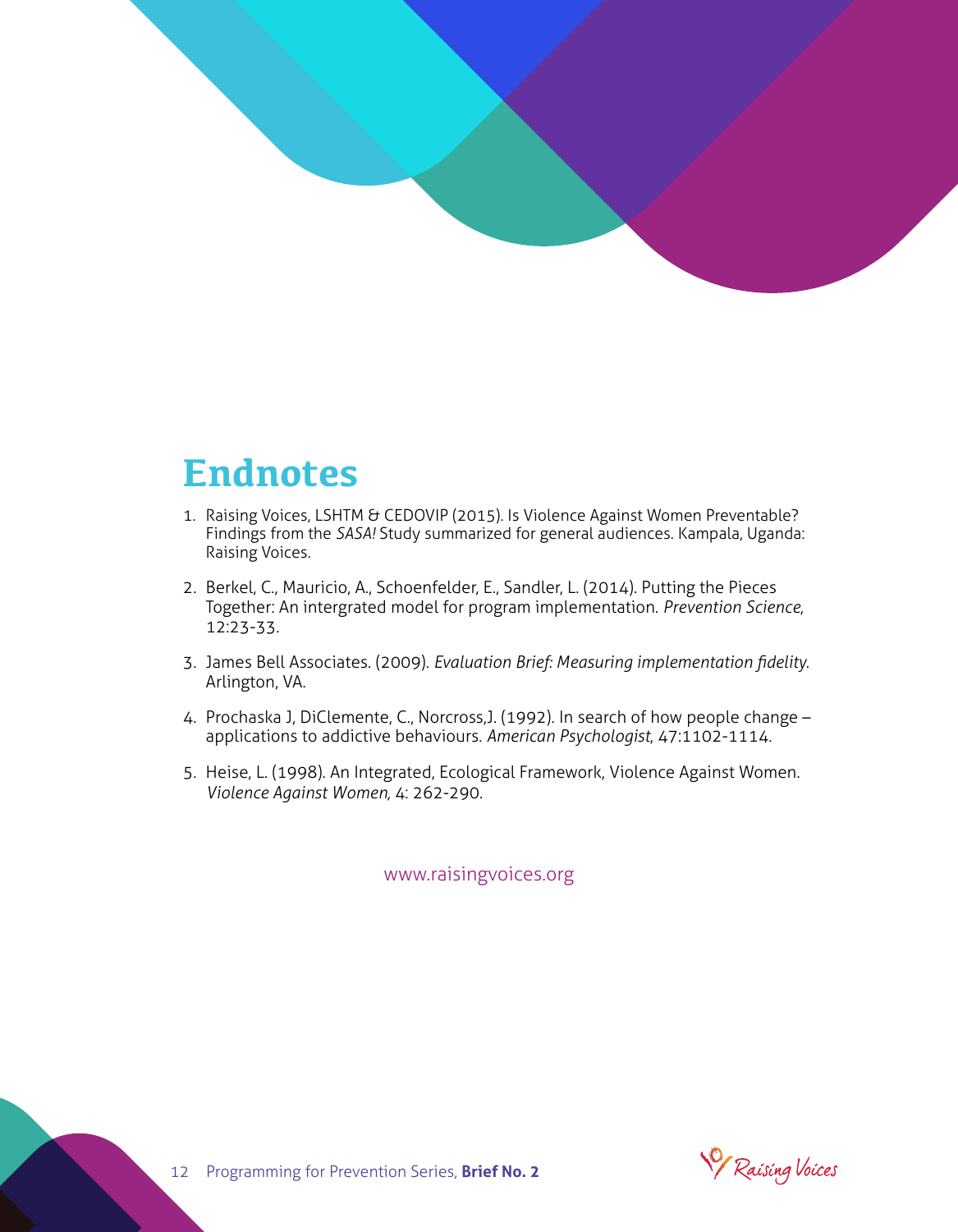# Endnotes

1. Raising Voices, LSHTM & CEDOVIP (2015). Is Violence Against Women Preventable? Findings from the *SASA!* Study summarized for general audiences. Kampala, Uganda: Raising Voices.

2. Berkel, C., Mauricio, A., Schoenfelder, E., Sandler, L. (2014). Putting the Pieces Together: An intergrated model for program implementation. *Prevention Science*, 12:23-33.

3. James Bell Associates. (2009). *Evaluation Brief: Measuring implementation fidelity.* Arlington, VA.

4. Prochaska J, DiClemente, C., Norcross,J. (1992). In search of how people change – applications to addictive behaviours. *American Psychologist*, 47:1102-1114.

5. Heise, L. (1998). An Integrated, Ecological Framework, Violence Against Women. *Violence Against Women,* 4: 262-290.

www.raisingvoices.org